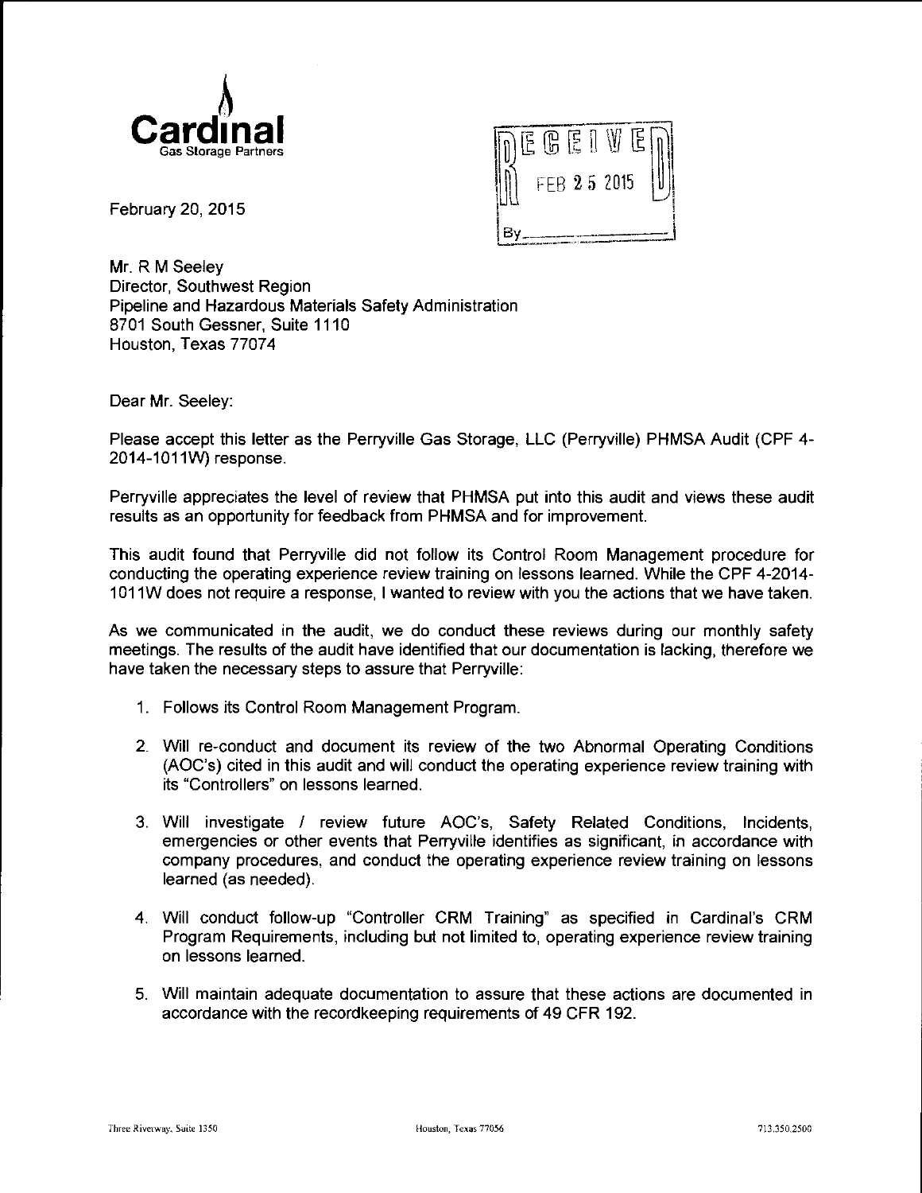**Cardinal**
Gas Storage Partners

RECEIVED
FEB 25 2015
By\_\_\_\_\_\_\_\_\_\_

February 20, 2015

Mr. R M Seeley
Director, Southwest Region
Pipeline and Hazardous Materials Safety Administration
8701 South Gessner, Suite 1110
Houston, Texas 77074

Dear Mr. Seeley:

Please accept this letter as the Perryville Gas Storage, LLC (Perryville) PHMSA Audit (CPF 4-2014-1011W) response.

Perryville appreciates the level of review that PHMSA put into this audit and views these audit results as an opportunity for feedback from PHMSA and for improvement.

This audit found that Perryville did not follow its Control Room Management procedure for conducting the operating experience review training on lessons learned. While the CPF 4-2014-1011W does not require a response, I wanted to review with you the actions that we have taken.

As we communicated in the audit, we do conduct these reviews during our monthly safety meetings. The results of the audit have identified that our documentation is lacking, therefore we have taken the necessary steps to assure that Perryville:

1. Follows its Control Room Management Program.
2. Will re-conduct and document its review of the two Abnormal Operating Conditions (AOC's) cited in this audit and will conduct the operating experience review training with its "Controllers" on lessons learned.
3. Will investigate / review future AOC's, Safety Related Conditions, Incidents, emergencies or other events that Perryville identifies as significant, in accordance with company procedures, and conduct the operating experience review training on lessons learned (as needed).
4. Will conduct follow-up "Controller CRM Training" as specified in Cardinal's CRM Program Requirements, including but not limited to, operating experience review training on lessons learned.
5. Will maintain adequate documentation to assure that these actions are documented in accordance with the recordkeeping requirements of 49 CFR 192.

Three Riverway, Suite 1350 Houston, Texas 77056 713.350.2500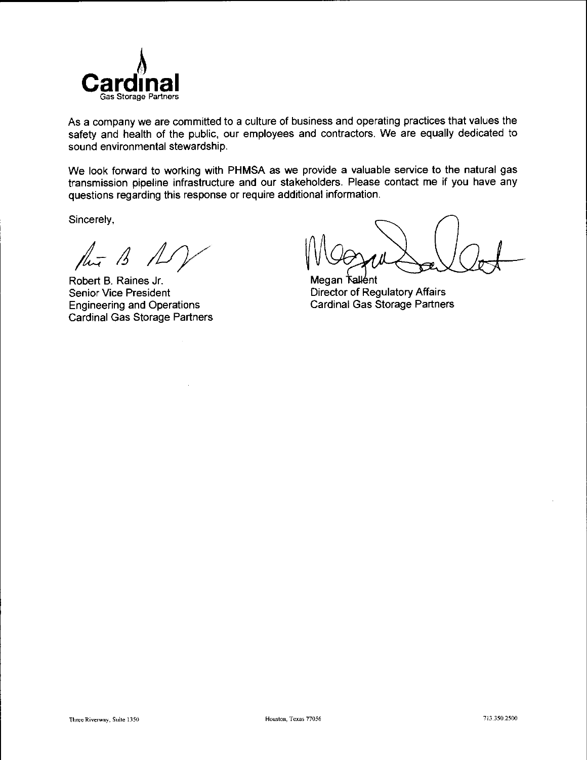**Cardinal**
Gas Storage Partners

As a company we are committed to a culture of business and operating practices that values the safety and health of the public, our employees and contractors. We are equally dedicated to sound environmental stewardship.

We look forward to working with PHMSA as we provide a valuable service to the natural gas transmission pipeline infrastructure and our stakeholders. Please contact me if you have any questions regarding this response or require additional information.

Sincerely,

Robert B. Raines Jr.
Senior Vice President
Engineering and Operations
Cardinal Gas Storage Partners

Megan Tallent
Director of Regulatory Affairs
Cardinal Gas Storage Partners

Three Riverway, Suite 1350 Houston, Texas 77056 713.350.2500